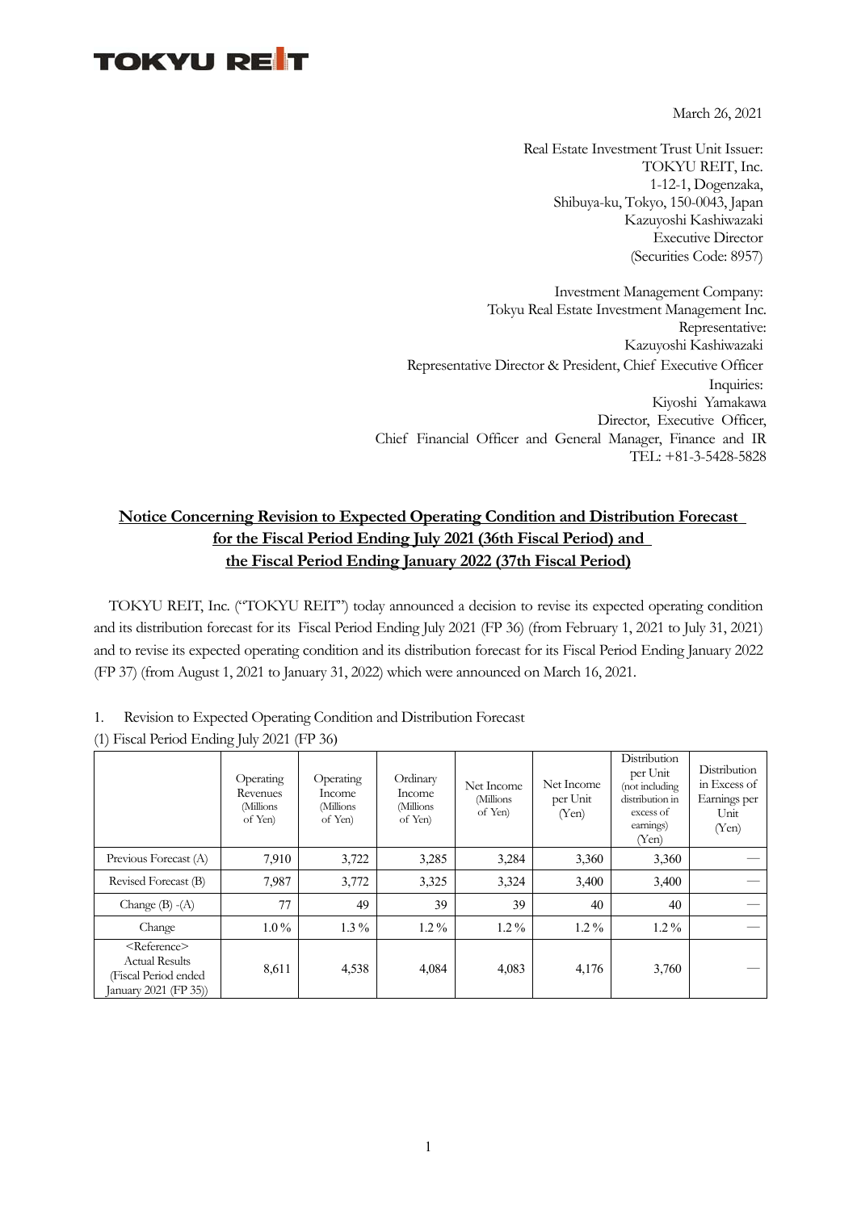**TOKYU REIT**

March 26, 2021

Real Estate Investment Trust Unit Issuer:
TOKYU REIT, Inc.
1-12-1, Dogenzaka,
Shibuya-ku, Tokyo, 150-0043, Japan
Kazuyoshi Kashiwazaki
Executive Director
(Securities Code: 8957)

Investment Management Company:
Tokyu Real Estate Investment Management Inc.
Representative:
Kazuyoshi Kashiwazaki
Representative Director & President, Chief Executive Officer
Inquiries:
Kiyoshi Yamakawa
Director, Executive Officer,
Chief Financial Officer and General Manager, Finance and IR
TEL: +81-3-5428-5828

## Notice Concerning Revision to Expected Operating Condition and Distribution Forecast for the Fiscal Period Ending July 2021 (36th Fiscal Period) and the Fiscal Period Ending January 2022 (37th Fiscal Period)

TOKYU REIT, Inc. ("TOKYU REIT") today announced a decision to revise its expected operating condition and its distribution forecast for its Fiscal Period Ending July 2021 (FP 36) (from February 1, 2021 to July 31, 2021) and to revise its expected operating condition and its distribution forecast for its Fiscal Period Ending January 2022 (FP 37) (from August 1, 2021 to January 31, 2022) which were announced on March 16, 2021.

1. Revision to Expected Operating Condition and Distribution Forecast

(1) Fiscal Period Ending July 2021 (FP 36)

| | Operating Revenues (Millions of Yen) | Operating Income (Millions of Yen) | Ordinary Income (Millions of Yen) | Net Income (Millions of Yen) | Net Income per Unit (Yen) | Distribution per Unit (not including distribution in excess of earnings) (Yen) | Distribution in Excess of Earnings per Unit (Yen) |
|---|---|---|---|---|---|---|---|
| Previous Forecast (A) | 7,910 | 3,722 | 3,285 | 3,284 | 3,360 | 3,360 | — |
| Revised Forecast (B) | 7,987 | 3,772 | 3,325 | 3,324 | 3,400 | 3,400 | — |
| Change (B) -(A) | 77 | 49 | 39 | 39 | 40 | 40 | — |
| Change | 1.0 % | 1.3 % | 1.2 % | 1.2 % | 1.2 % | 1.2 % | — |
| <Reference> Actual Results (Fiscal Period ended January 2021 (FP 35)) | 8,611 | 4,538 | 4,084 | 4,083 | 4,176 | 3,760 | — |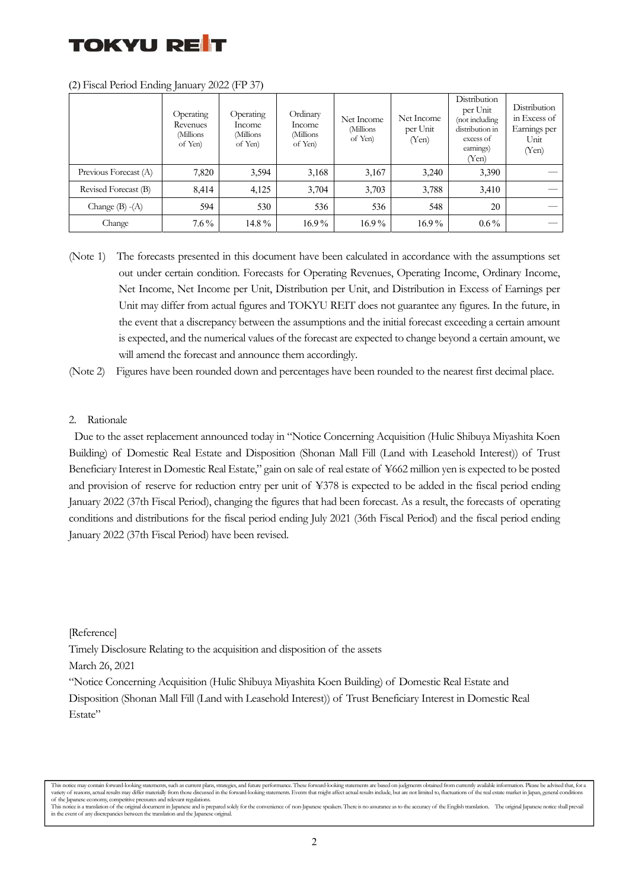(2) Fiscal Period Ending January 2022 (FP 37)

| | Operating Revenues (Millions of Yen) | Operating Income (Millions of Yen) | Ordinary Income (Millions of Yen) | Net Income (Millions of Yen) | Net Income per Unit (Yen) | Distribution per Unit (not including distribution in excess of earnings) (Yen) | Distribution in Excess of Earnings per Unit (Yen) |
|---|---|---|---|---|---|---|---|
| Previous Forecast (A) | 7,820 | 3,594 | 3,168 | 3,167 | 3,240 | 3,390 | ― |
| Revised Forecast (B) | 8,414 | 4,125 | 3,704 | 3,703 | 3,788 | 3,410 | ― |
| Change (B) -(A) | 594 | 530 | 536 | 536 | 548 | 20 | ― |
| Change | 7.6 % | 14.8 % | 16.9 % | 16.9 % | 16.9 % | 0.6 % | ― |

(Note 1) The forecasts presented in this document have been calculated in accordance with the assumptions set out under certain condition. Forecasts for Operating Revenues, Operating Income, Ordinary Income, Net Income, Net Income per Unit, Distribution per Unit, and Distribution in Excess of Earnings per Unit may differ from actual figures and TOKYU REIT does not guarantee any figures. In the future, in the event that a discrepancy between the assumptions and the initial forecast exceeding a certain amount is expected, and the numerical values of the forecast are expected to change beyond a certain amount, we will amend the forecast and announce them accordingly.

(Note 2) Figures have been rounded down and percentages have been rounded to the nearest first decimal place.

2. Rationale

Due to the asset replacement announced today in "Notice Concerning Acquisition (Hulic Shibuya Miyashita Koen Building) of Domestic Real Estate and Disposition (Shonan Mall Fill (Land with Leasehold Interest)) of Trust Beneficiary Interest in Domestic Real Estate," gain on sale of real estate of ¥662 million yen is expected to be posted and provision of reserve for reduction entry per unit of ¥378 is expected to be added in the fiscal period ending January 2022 (37th Fiscal Period), changing the figures that had been forecast. As a result, the forecasts of operating conditions and distributions for the fiscal period ending July 2021 (36th Fiscal Period) and the fiscal period ending January 2022 (37th Fiscal Period) have been revised.

[Reference]

Timely Disclosure Relating to the acquisition and disposition of the assets

March 26, 2021

"Notice Concerning Acquisition (Hulic Shibuya Miyashita Koen Building) of Domestic Real Estate and Disposition (Shonan Mall Fill (Land with Leasehold Interest)) of Trust Beneficiary Interest in Domestic Real Estate"

This notice may contain forward-looking statements, such as current plans, strategies, and future performance. These forward-looking statements are based on judgments obtained from currently available information. Please be advised that, for a variety of reasons, actual results may differ materially from those discussed in the forward-looking statements. Events that might affect actual results include, but are not limited to, fluctuations of the real estate market in Japan, general conditions of the Japanese economy, competitive pressures and relevant regulations.
This notice is a translation of the original document in Japanese and is prepared solely for the convenience of non-Japanese speakers. There is no assurance as to the accuracy of the English translation. The original Japanese notice shall prevail in the event of any discrepancies between the translation and the Japanese original.